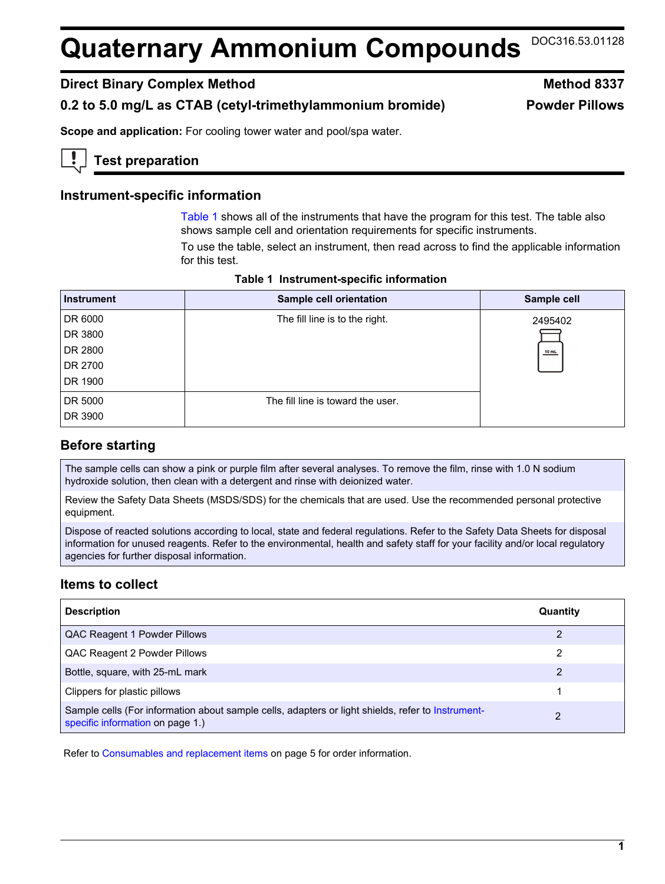# Quaternary Ammonium Compounds

DOC316.53.01128

**Direct Binary Complex Method** **Method 8337**

**0.2 to 5.0 mg/L as CTAB (cetyl-trimethylammonium bromide)** **Powder Pillows**

**Scope and application:** For cooling tower water and pool/spa water.

## Test preparation

### Instrument-specific information

Table 1 shows all of the instruments that have the program for this test. The table also shows sample cell and orientation requirements for specific instruments.

To use the table, select an instrument, then read across to find the applicable information for this test.

**Table 1 Instrument-specific information**

| Instrument | Sample cell orientation | Sample cell |
|---|---|---|
| DR 6000<br>DR 3800<br>DR 2800<br>DR 2700<br>DR 1900 | The fill line is to the right. | 2495402 |
| DR 5000<br>DR 3900 | The fill line is toward the user. | |

### Before starting

The sample cells can show a pink or purple film after several analyses. To remove the film, rinse with 1.0 N sodium hydroxide solution, then clean with a detergent and rinse with deionized water.

Review the Safety Data Sheets (MSDS/SDS) for the chemicals that are used. Use the recommended personal protective equipment.

Dispose of reacted solutions according to local, state and federal regulations. Refer to the Safety Data Sheets for disposal information for unused reagents. Refer to the environmental, health and safety staff for your facility and/or local regulatory agencies for further disposal information.

### Items to collect

| Description | Quantity |
|---|---|
| QAC Reagent 1 Powder Pillows | 2 |
| QAC Reagent 2 Powder Pillows | 2 |
| Bottle, square, with 25-mL mark | 2 |
| Clippers for plastic pillows | 1 |
| Sample cells (For information about sample cells, adapters or light shields, refer to Instrument-specific information on page 1.) | 2 |

Refer to Consumables and replacement items on page 5 for order information.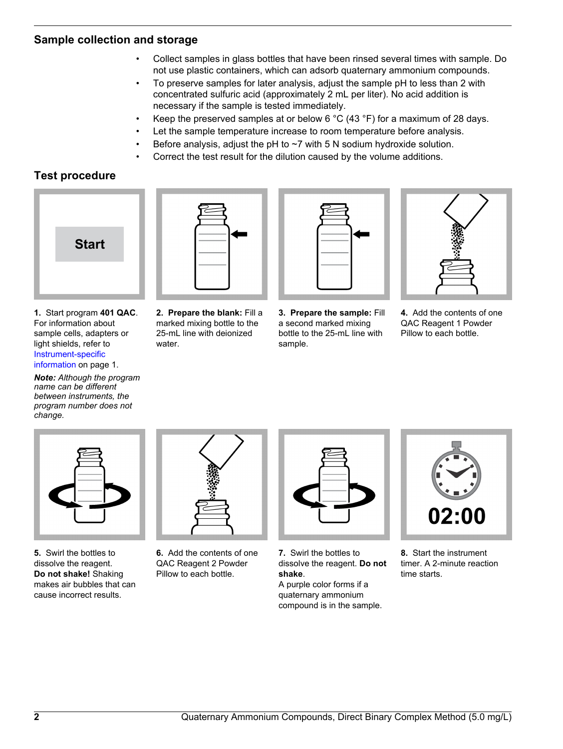## Sample collection and storage

- Collect samples in glass bottles that have been rinsed several times with sample. Do not use plastic containers, which can adsorb quaternary ammonium compounds.
- To preserve samples for later analysis, adjust the sample pH to less than 2 with concentrated sulfuric acid (approximately 2 mL per liter). No acid addition is necessary if the sample is tested immediately.
- Keep the preserved samples at or below 6 °C (43 °F) for a maximum of 28 days.
- Let the sample temperature increase to room temperature before analysis.
- Before analysis, adjust the pH to ~7 with 5 N sodium hydroxide solution.
- Correct the test result for the dilution caused by the volume additions.

## Test procedure

Start

**1.** Start program **401 QAC**. For information about sample cells, adapters or light shields, refer to Instrument-specific information on page 1.

***Note:*** *Although the program name can be different between instruments, the program number does not change.*

**2. Prepare the blank:** Fill a marked mixing bottle to the 25-mL line with deionized water.

**3. Prepare the sample:** Fill a second marked mixing bottle to the 25-mL line with sample.

**4.** Add the contents of one QAC Reagent 1 Powder Pillow to each bottle.

**5.** Swirl the bottles to dissolve the reagent. **Do not shake!** Shaking makes air bubbles that can cause incorrect results.

**6.** Add the contents of one QAC Reagent 2 Powder Pillow to each bottle.

**7.** Swirl the bottles to dissolve the reagent. **Do not shake**.
A purple color forms if a quaternary ammonium compound is in the sample.

02:00

**8.** Start the instrument timer. A 2-minute reaction time starts.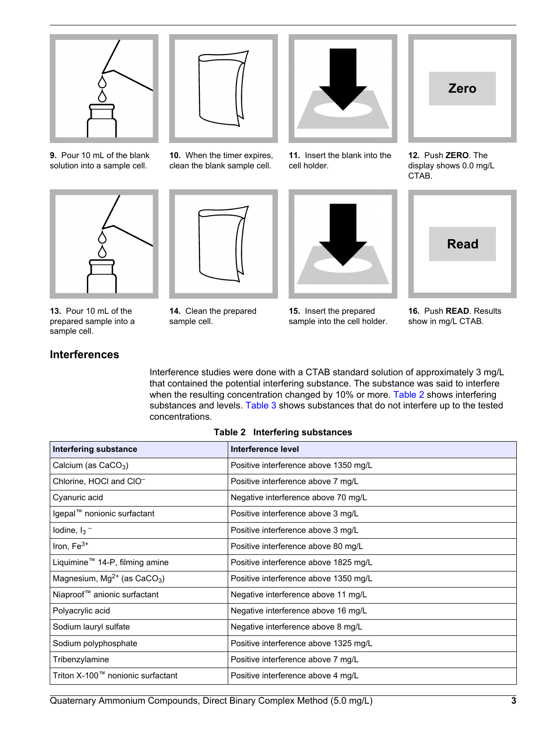9. Pour 10 mL of the blank solution into a sample cell.

10. When the timer expires, clean the blank sample cell.

11. Insert the blank into the cell holder.

12. Push **ZERO**. The display shows 0.0 mg/L CTAB.

13. Pour 10 mL of the prepared sample into a sample cell.

14. Clean the prepared sample cell.

15. Insert the prepared sample into the cell holder.

16. Push **READ**. Results show in mg/L CTAB.

## Interferences

Interference studies were done with a CTAB standard solution of approximately 3 mg/L that contained the potential interfering substance. The substance was said to interfere when the resulting concentration changed by 10% or more. Table 2 shows interfering substances and levels. Table 3 shows substances that do not interfere up to the tested concentrations.

**Table 2 Interfering substances**

| Interfering substance | Interference level |
|---|---|
| Calcium (as $CaCO_3$) | Positive interference above 1350 mg/L |
| Chlorine, HOCl and $ClO^-$ | Positive interference above 7 mg/L |
| Cyanuric acid | Negative interference above 70 mg/L |
| Igepal™ nonionic surfactant | Positive interference above 3 mg/L |
| Iodine, $I_3^-$ | Positive interference above 3 mg/L |
| Iron, $Fe^{3+}$ | Positive interference above 80 mg/L |
| Liquimine™ 14-P, filming amine | Positive interference above 1825 mg/L |
| Magnesium, $Mg^{2+}$ (as $CaCO_3$) | Positive interference above 1350 mg/L |
| Niaproof™ anionic surfactant | Negative interference above 11 mg/L |
| Polyacrylic acid | Negative interference above 16 mg/L |
| Sodium lauryl sulfate | Negative interference above 8 mg/L |
| Sodium polyphosphate | Positive interference above 1325 mg/L |
| Tribenzylamine | Positive interference above 7 mg/L |
| Triton X-100™ nonionic surfactant | Positive interference above 4 mg/L |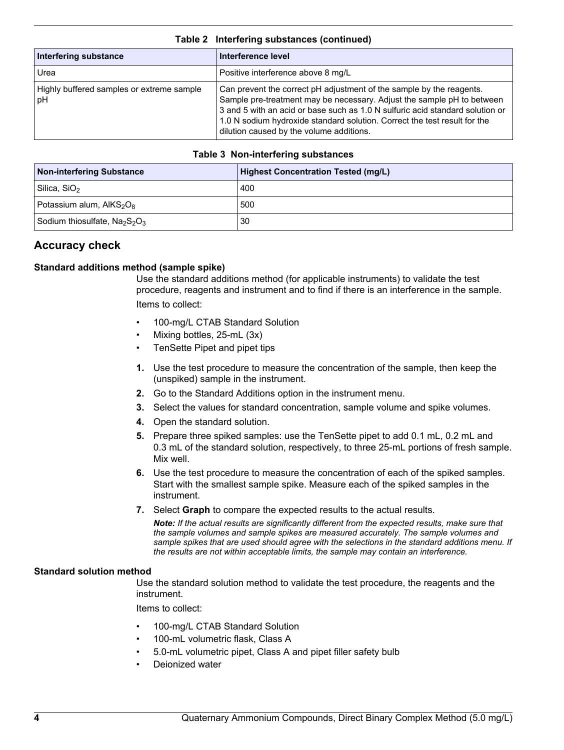**Table 2 Interfering substances (continued)**

| Interfering substance | Interference level |
| --- | --- |
| Urea | Positive interference above 8 mg/L |
| Highly buffered samples or extreme sample pH | Can prevent the correct pH adjustment of the sample by the reagents. Sample pre-treatment may be necessary. Adjust the sample pH to between 3 and 5 with an acid or base such as 1.0 N sulfuric acid standard solution or 1.0 N sodium hydroxide standard solution. Correct the test result for the dilution caused by the volume additions. |

**Table 3 Non-interfering substances**

| Non-interfering Substance | Highest Concentration Tested (mg/L) |
| --- | --- |
| Silica, $SiO_2$ | 400 |
| Potassium alum, $AlKS_2O_8$ | 500 |
| Sodium thiosulfate, $Na_2S_2O_3$ | 30 |

## Accuracy check

### Standard additions method (sample spike)

Use the standard additions method (for applicable instruments) to validate the test procedure, reagents and instrument and to find if there is an interference in the sample.

Items to collect:

- 100-mg/L CTAB Standard Solution
- Mixing bottles, 25-mL (3x)
- TenSette Pipet and pipet tips

1. Use the test procedure to measure the concentration of the sample, then keep the (unspiked) sample in the instrument.
2. Go to the Standard Additions option in the instrument menu.
3. Select the values for standard concentration, sample volume and spike volumes.
4. Open the standard solution.
5. Prepare three spiked samples: use the TenSette pipet to add 0.1 mL, 0.2 mL and 0.3 mL of the standard solution, respectively, to three 25-mL portions of fresh sample. Mix well.
6. Use the test procedure to measure the concentration of each of the spiked samples. Start with the smallest sample spike. Measure each of the spiked samples in the instrument.
7. Select **Graph** to compare the expected results to the actual results.

   ***Note:*** *If the actual results are significantly different from the expected results, make sure that the sample volumes and sample spikes are measured accurately. The sample volumes and sample spikes that are used should agree with the selections in the standard additions menu. If the results are not within acceptable limits, the sample may contain an interference.*

### Standard solution method

Use the standard solution method to validate the test procedure, the reagents and the instrument.

Items to collect:

- 100-mg/L CTAB Standard Solution
- 100-mL volumetric flask, Class A
- 5.0-mL volumetric pipet, Class A and pipet filler safety bulb
- Deionized water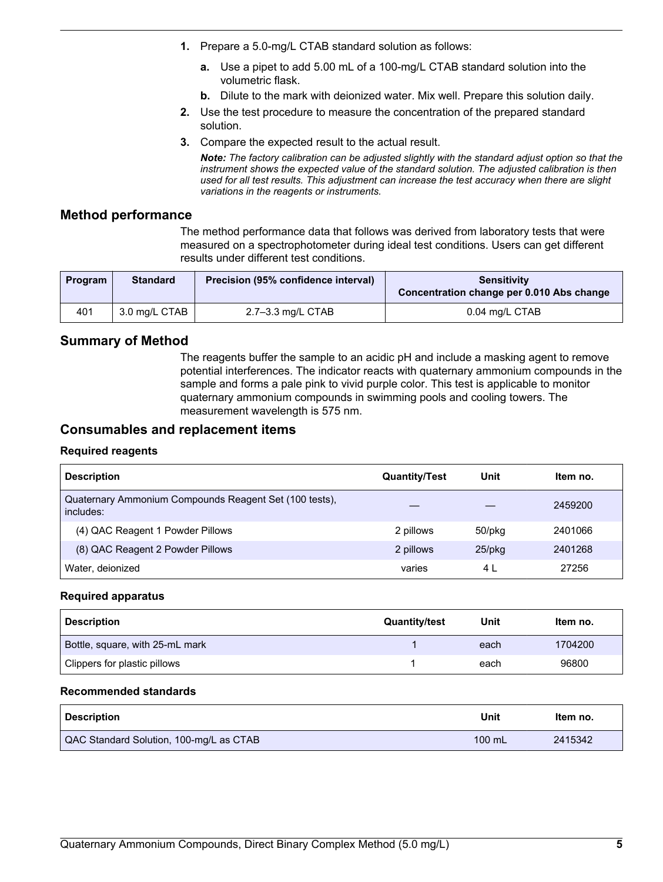1. Prepare a 5.0-mg/L CTAB standard solution as follows:
   a. Use a pipet to add 5.00 mL of a 100-mg/L CTAB standard solution into the volumetric flask.
   b. Dilute to the mark with deionized water. Mix well. Prepare this solution daily.
2. Use the test procedure to measure the concentration of the prepared standard solution.
3. Compare the expected result to the actual result.

   ***Note:*** *The factory calibration can be adjusted slightly with the standard adjust option so that the instrument shows the expected value of the standard solution. The adjusted calibration is then used for all test results. This adjustment can increase the test accuracy when there are slight variations in the reagents or instruments.*

## Method performance

The method performance data that follows was derived from laboratory tests that were measured on a spectrophotometer during ideal test conditions. Users can get different results under different test conditions.

| Program | Standard | Precision (95% confidence interval) | Sensitivity Concentration change per 0.010 Abs change |
|---|---|---|---|
| 401 | 3.0 mg/L CTAB | 2.7–3.3 mg/L CTAB | 0.04 mg/L CTAB |

## Summary of Method

The reagents buffer the sample to an acidic pH and include a masking agent to remove potential interferences. The indicator reacts with quaternary ammonium compounds in the sample and forms a pale pink to vivid purple color. This test is applicable to monitor quaternary ammonium compounds in swimming pools and cooling towers. The measurement wavelength is 575 nm.

## Consumables and replacement items

### Required reagents

| Description | Quantity/Test | Unit | Item no. |
|---|---|---|---|
| Quaternary Ammonium Compounds Reagent Set (100 tests), includes: | — | — | 2459200 |
| (4) QAC Reagent 1 Powder Pillows | 2 pillows | 50/pkg | 2401066 |
| (8) QAC Reagent 2 Powder Pillows | 2 pillows | 25/pkg | 2401268 |
| Water, deionized | varies | 4 L | 27256 |

### Required apparatus

| Description | Quantity/test | Unit | Item no. |
|---|---|---|---|
| Bottle, square, with 25-mL mark | 1 | each | 1704200 |
| Clippers for plastic pillows | 1 | each | 96800 |

### Recommended standards

| Description | Unit | Item no. |
|---|---|---|
| QAC Standard Solution, 100-mg/L as CTAB | 100 mL | 2415342 |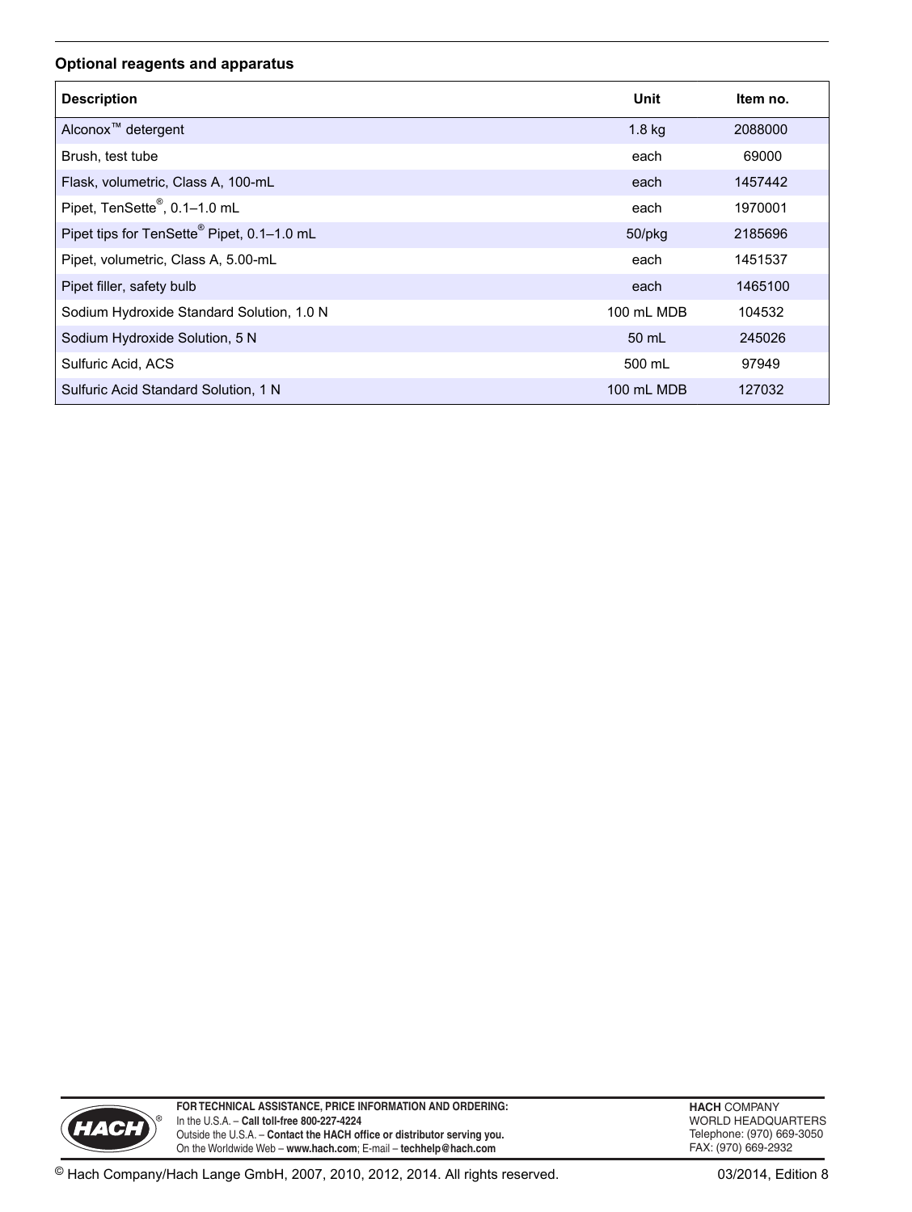### Optional reagents and apparatus

| Description | Unit | Item no. |
|---|---|---|
| Alconox™ detergent | 1.8 kg | 2088000 |
| Brush, test tube | each | 69000 |
| Flask, volumetric, Class A, 100-mL | each | 1457442 |
| Pipet, TenSette®, 0.1–1.0 mL | each | 1970001 |
| Pipet tips for TenSette® Pipet, 0.1–1.0 mL | 50/pkg | 2185696 |
| Pipet, volumetric, Class A, 5.00-mL | each | 1451537 |
| Pipet filler, safety bulb | each | 1465100 |
| Sodium Hydroxide Standard Solution, 1.0 N | 100 mL MDB | 104532 |
| Sodium Hydroxide Solution, 5 N | 50 mL | 245026 |
| Sulfuric Acid, ACS | 500 mL | 97949 |
| Sulfuric Acid Standard Solution, 1 N | 100 mL MDB | 127032 |

**FOR TECHNICAL ASSISTANCE, PRICE INFORMATION AND ORDERING:**
In the U.S.A. – **Call toll-free 800-227-4224**
Outside the U.S.A. – **Contact the HACH office or distributor serving you.**
On the Worldwide Web – **www.hach.com**; E-mail – **techhelp@hach.com**

**HACH** COMPANY
WORLD HEADQUARTERS
Telephone: (970) 669-3050
FAX: (970) 669-2932

© Hach Company/Hach Lange GmbH, 2007, 2010, 2012, 2014. All rights reserved. 03/2014, Edition 8